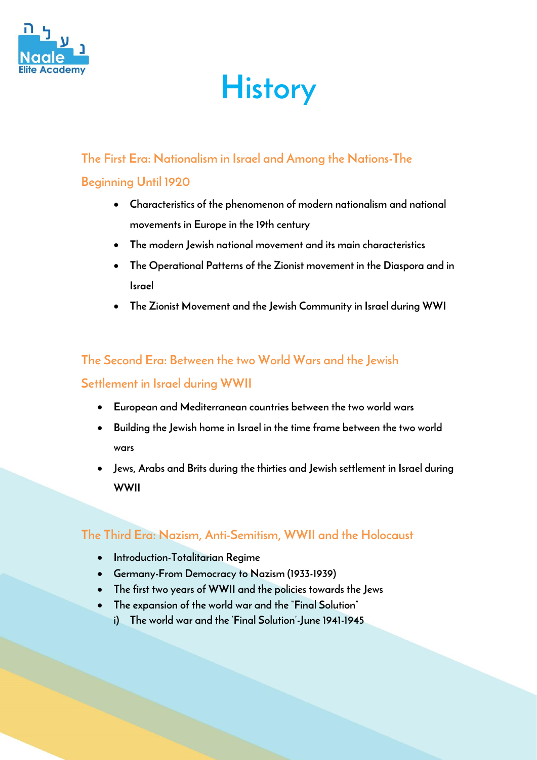# History

## The First Era: Nationalism in Israel and Among the Nations-The Beginning Until 1920

- Characteristics of the phenomenon of modern nationalism and national movements in Europe in the 19th century
- The modern Jewish national movement and its main characteristics
- The Operational Patterns of the Zionist movement in the Diaspora and in Israel
- The Zionist Movement and the Jewish Community in Israel during WWI

## The Second Era: Between the two World Wars and the Jewish Settlement in Israel during WWII

- European and Mediterranean countries between the two world wars
- Building the Jewish home in Israel in the time frame between the two world wars
- Jews, Arabs and Brits during the thirties and Jewish settlement in Israel during WWII

## The Third Era: Nazism, Anti-Semitism, WWII and the Holocaust

- Introduction-Totalitarian Regime
- Germany-From Democracy to Nazism (1933-1939)
- The first two years of WWII and the policies towards the Jews
- The expansion of the world war and the "Final Solution"
  i) The world war and the 'Final Solution'-June 1941-1945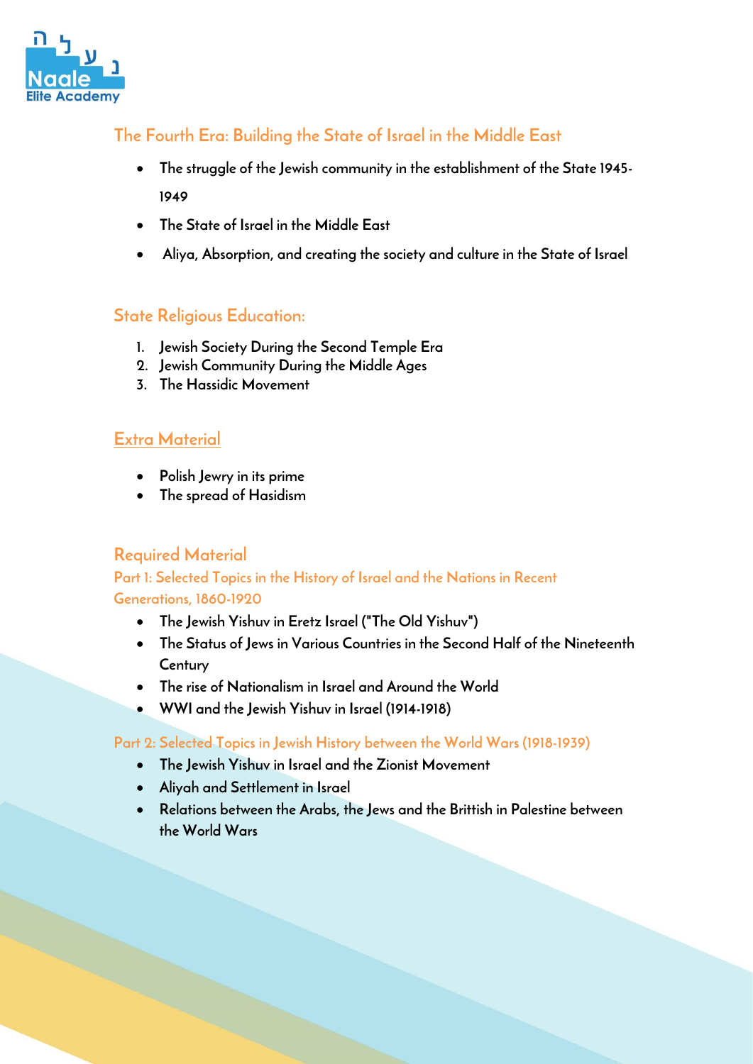## The Fourth Era: Building the State of Israel in the Middle East

- The struggle of the Jewish community in the establishment of the State 1945-1949
- The State of Israel in the Middle East
- Aliya, Absorption, and creating the society and culture in the State of Israel

## State Religious Education:

1. Jewish Society During the Second Temple Era
2. Jewish Community During the Middle Ages
3. The Hassidic Movement

## Extra Material

- Polish Jewry in its prime
- The spread of Hasidism

## Required Material

### Part 1: Selected Topics in the History of Israel and the Nations in Recent Generations, 1860-1920

- The Jewish Yishuv in Eretz Israel ("The Old Yishuv")
- The Status of Jews in Various Countries in the Second Half of the Nineteenth Century
- The rise of Nationalism in Israel and Around the World
- WWI and the Jewish Yishuv in Israel (1914-1918)

### Part 2: Selected Topics in Jewish History between the World Wars (1918-1939)

- The Jewish Yishuv in Israel and the Zionist Movement
- Aliyah and Settlement in Israel
- Relations between the Arabs, the Jews and the Brittish in Palestine between the World Wars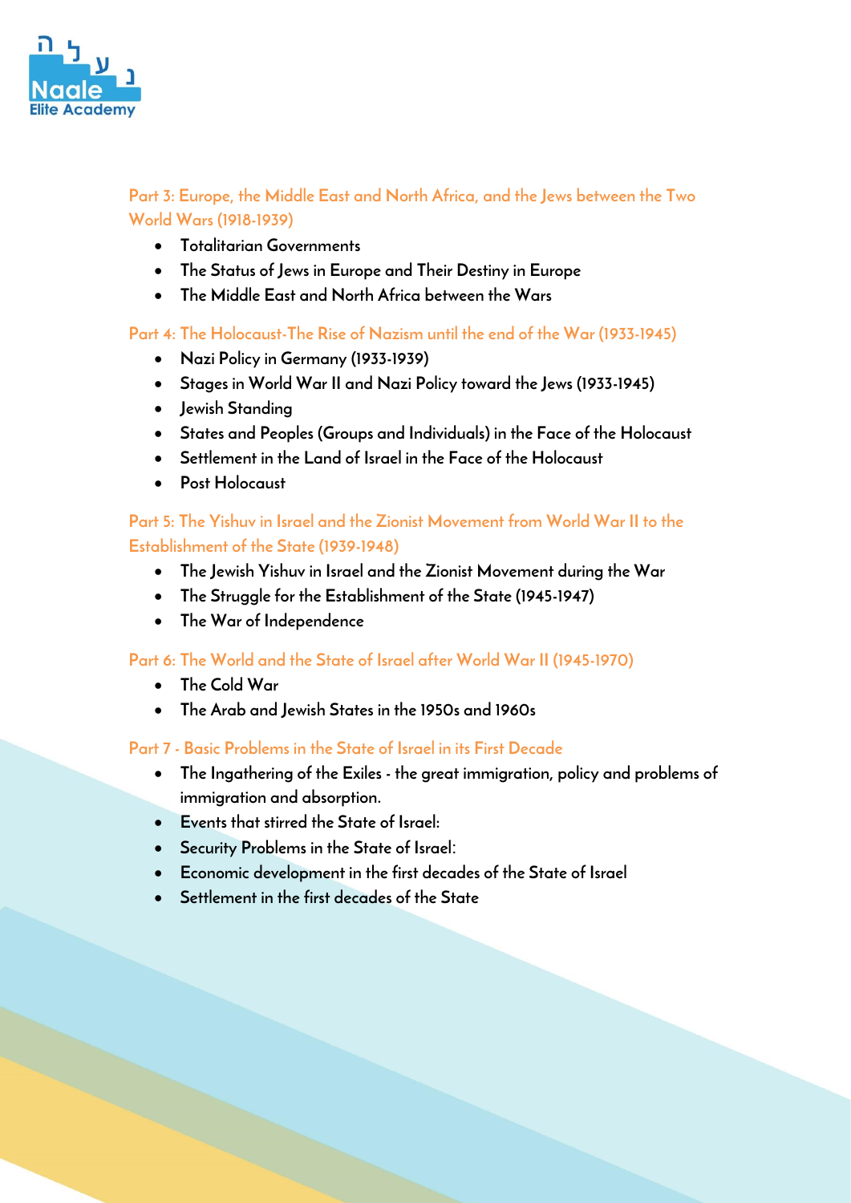### Part 3: Europe, the Middle East and North Africa, and the Jews between the Two World Wars (1918-1939)

- Totalitarian Governments
- The Status of Jews in Europe and Their Destiny in Europe
- The Middle East and North Africa between the Wars

### Part 4: The Holocaust-The Rise of Nazism until the end of the War (1933-1945)

- Nazi Policy in Germany (1933-1939)
- Stages in World War II and Nazi Policy toward the Jews (1933-1945)
- Jewish Standing
- States and Peoples (Groups and Individuals) in the Face of the Holocaust
- Settlement in the Land of Israel in the Face of the Holocaust
- Post Holocaust

### Part 5: The Yishuv in Israel and the Zionist Movement from World War II to the Establishment of the State (1939-1948)

- The Jewish Yishuv in Israel and the Zionist Movement during the War
- The Struggle for the Establishment of the State (1945-1947)
- The War of Independence

### Part 6: The World and the State of Israel after World War II (1945-1970)

- The Cold War
- The Arab and Jewish States in the 1950s and 1960s

### Part 7 - Basic Problems in the State of Israel in its First Decade

- The Ingathering of the Exiles - the great immigration, policy and problems of immigration and absorption.
- Events that stirred the State of Israel:
- Security Problems in the State of Israel:
- Economic development in the first decades of the State of Israel
- Settlement in the first decades of the State